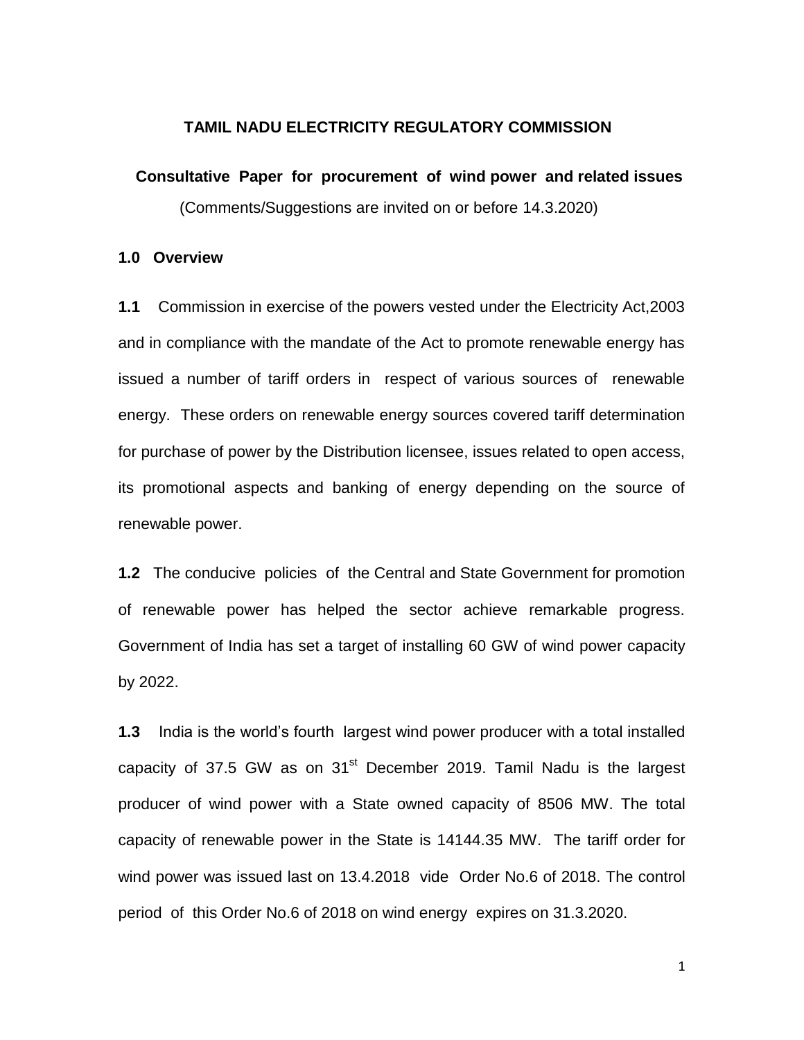# TAMIL NADU ELECTRICITY REGULATORY COMMISSION

## Consultative Paper for procurement of wind power and related issues

(Comments/Suggestions are invited on or before 14.3.2020)

### 1.0 Overview

**1.1** Commission in exercise of the powers vested under the Electricity Act,2003 and in compliance with the mandate of the Act to promote renewable energy has issued a number of tariff orders in respect of various sources of renewable energy. These orders on renewable energy sources covered tariff determination for purchase of power by the Distribution licensee, issues related to open access, its promotional aspects and banking of energy depending on the source of renewable power.

**1.2** The conducive policies of the Central and State Government for promotion of renewable power has helped the sector achieve remarkable progress. Government of India has set a target of installing 60 GW of wind power capacity by 2022.

**1.3** India is the world's fourth largest wind power producer with a total installed capacity of 37.5 GW as on 31st December 2019. Tamil Nadu is the largest producer of wind power with a State owned capacity of 8506 MW. The total capacity of renewable power in the State is 14144.35 MW. The tariff order for wind power was issued last on 13.4.2018 vide Order No.6 of 2018. The control period of this Order No.6 of 2018 on wind energy expires on 31.3.2020.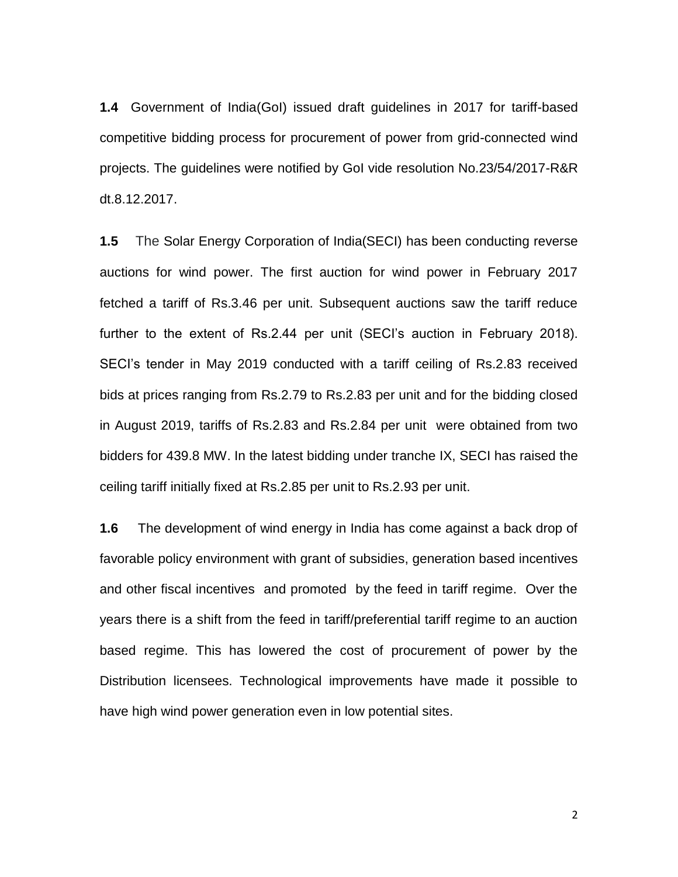**1.4** Government of India(GoI) issued draft guidelines in 2017 for tariff-based competitive bidding process for procurement of power from grid-connected wind projects. The guidelines were notified by GoI vide resolution No.23/54/2017-R&R dt.8.12.2017.

**1.5** The Solar Energy Corporation of India(SECI) has been conducting reverse auctions for wind power. The first auction for wind power in February 2017 fetched a tariff of Rs.3.46 per unit. Subsequent auctions saw the tariff reduce further to the extent of Rs.2.44 per unit (SECI's auction in February 2018). SECI's tender in May 2019 conducted with a tariff ceiling of Rs.2.83 received bids at prices ranging from Rs.2.79 to Rs.2.83 per unit and for the bidding closed in August 2019, tariffs of Rs.2.83 and Rs.2.84 per unit were obtained from two bidders for 439.8 MW. In the latest bidding under tranche IX, SECI has raised the ceiling tariff initially fixed at Rs.2.85 per unit to Rs.2.93 per unit.

**1.6** The development of wind energy in India has come against a back drop of favorable policy environment with grant of subsidies, generation based incentives and other fiscal incentives and promoted by the feed in tariff regime. Over the years there is a shift from the feed in tariff/preferential tariff regime to an auction based regime. This has lowered the cost of procurement of power by the Distribution licensees. Technological improvements have made it possible to have high wind power generation even in low potential sites.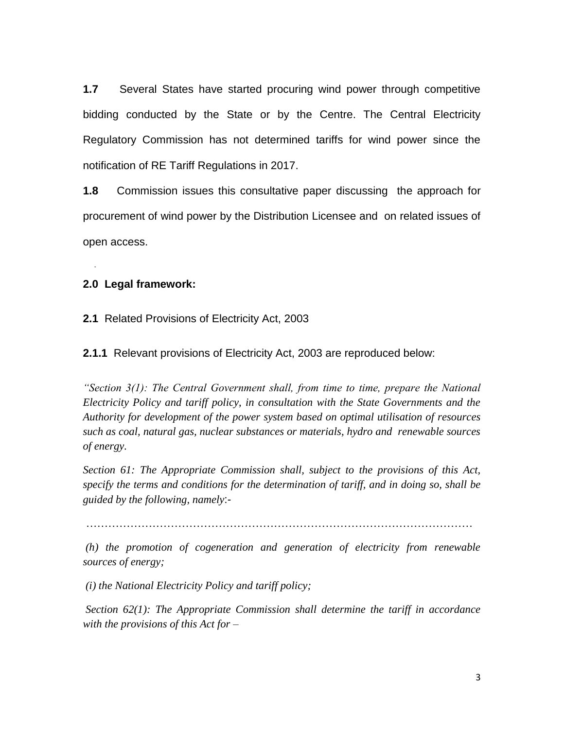**1.7** Several States have started procuring wind power through competitive bidding conducted by the State or by the Centre. The Central Electricity Regulatory Commission has not determined tariffs for wind power since the notification of RE Tariff Regulations in 2017.

**1.8** Commission issues this consultative paper discussing the approach for procurement of wind power by the Distribution Licensee and on related issues of open access.

**2.0 Legal framework:**

**2.1** Related Provisions of Electricity Act, 2003

**2.1.1** Relevant provisions of Electricity Act, 2003 are reproduced below:

*"Section 3(1): The Central Government shall, from time to time, prepare the National Electricity Policy and tariff policy, in consultation with the State Governments and the Authority for development of the power system based on optimal utilisation of resources such as coal, natural gas, nuclear substances or materials, hydro and renewable sources of energy.*

*Section 61: The Appropriate Commission shall, subject to the provisions of this Act, specify the terms and conditions for the determination of tariff, and in doing so, shall be guided by the following, namely:-*

*………………………………………………………………………………………*

*(h) the promotion of cogeneration and generation of electricity from renewable sources of energy;*

*(i) the National Electricity Policy and tariff policy;*

*Section 62(1): The Appropriate Commission shall determine the tariff in accordance with the provisions of this Act for –*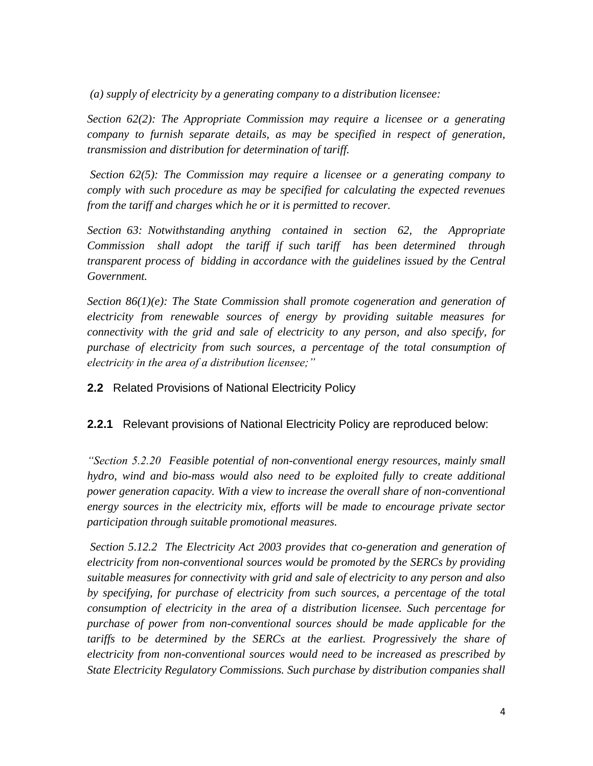*(a) supply of electricity by a generating company to a distribution licensee:*

*Section 62(2): The Appropriate Commission may require a licensee or a generating company to furnish separate details, as may be specified in respect of generation, transmission and distribution for determination of tariff.*

*Section 62(5): The Commission may require a licensee or a generating company to comply with such procedure as may be specified for calculating the expected revenues from the tariff and charges which he or it is permitted to recover.*

*Section 63: Notwithstanding anything contained in section 62, the Appropriate Commission shall adopt the tariff if such tariff has been determined through transparent process of bidding in accordance with the guidelines issued by the Central Government.*

*Section 86(1)(e): The State Commission shall promote cogeneration and generation of electricity from renewable sources of energy by providing suitable measures for connectivity with the grid and sale of electricity to any person, and also specify, for purchase of electricity from such sources, a percentage of the total consumption of electricity in the area of a distribution licensee;"*

### **2.2** Related Provisions of National Electricity Policy

**2.2.1** Relevant provisions of National Electricity Policy are reproduced below:

*"Section 5.2.20 Feasible potential of non-conventional energy resources, mainly small hydro, wind and bio-mass would also need to be exploited fully to create additional power generation capacity. With a view to increase the overall share of non-conventional energy sources in the electricity mix, efforts will be made to encourage private sector participation through suitable promotional measures.*

*Section 5.12.2 The Electricity Act 2003 provides that co-generation and generation of electricity from non-conventional sources would be promoted by the SERCs by providing suitable measures for connectivity with grid and sale of electricity to any person and also by specifying, for purchase of electricity from such sources, a percentage of the total consumption of electricity in the area of a distribution licensee. Such percentage for purchase of power from non-conventional sources should be made applicable for the tariffs to be determined by the SERCs at the earliest. Progressively the share of electricity from non-conventional sources would need to be increased as prescribed by State Electricity Regulatory Commissions. Such purchase by distribution companies shall*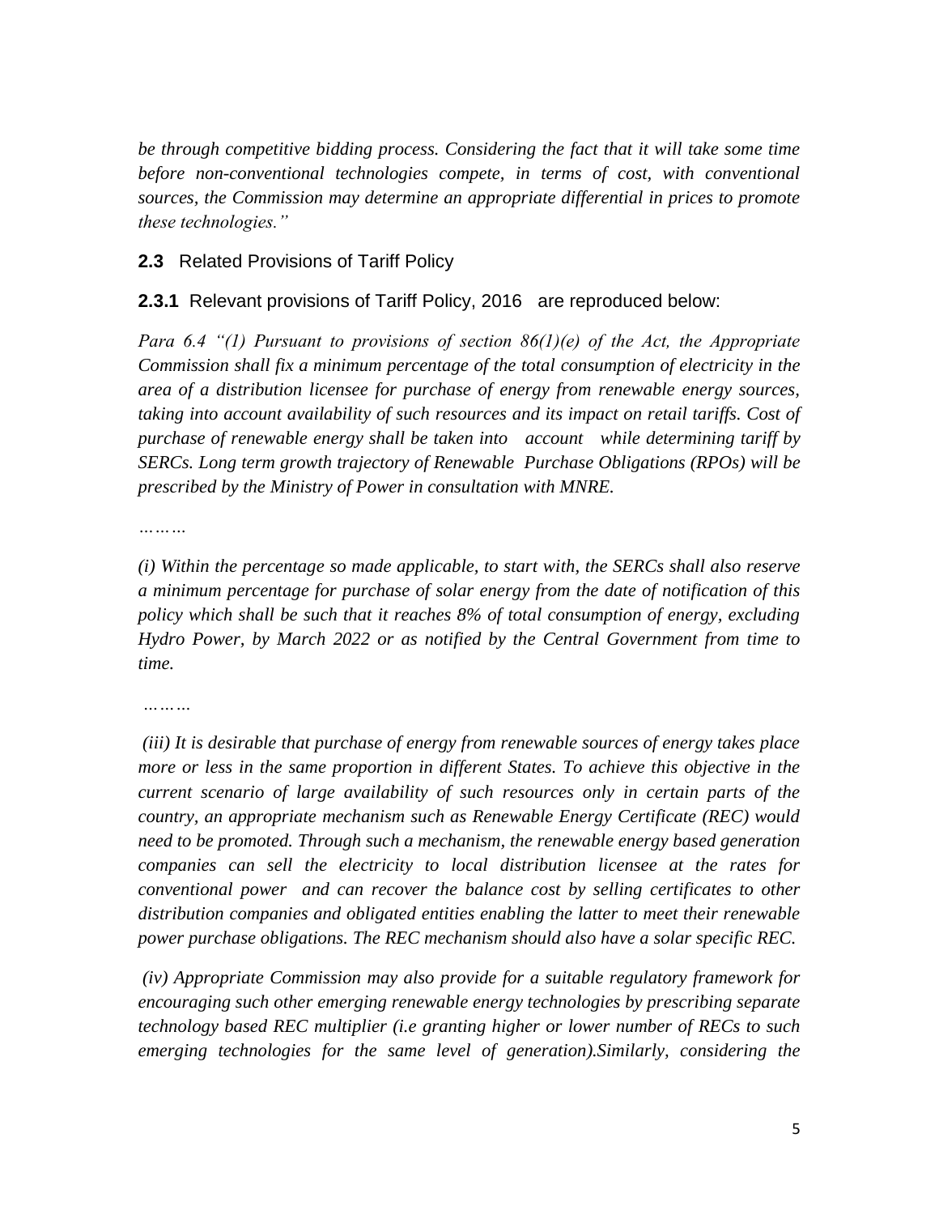*be through competitive bidding process. Considering the fact that it will take some time before non-conventional technologies compete, in terms of cost, with conventional sources, the Commission may determine an appropriate differential in prices to promote these technologies."*

### **2.3** Related Provisions of Tariff Policy

**2.3.1** Relevant provisions of Tariff Policy, 2016 are reproduced below:

*Para 6.4 "(1) Pursuant to provisions of section 86(1)(e) of the Act, the Appropriate Commission shall fix a minimum percentage of the total consumption of electricity in the area of a distribution licensee for purchase of energy from renewable energy sources, taking into account availability of such resources and its impact on retail tariffs. Cost of purchase of renewable energy shall be taken into account while determining tariff by SERCs. Long term growth trajectory of Renewable Purchase Obligations (RPOs) will be prescribed by the Ministry of Power in consultation with MNRE.*

*………*

*(i) Within the percentage so made applicable, to start with, the SERCs shall also reserve a minimum percentage for purchase of solar energy from the date of notification of this policy which shall be such that it reaches 8% of total consumption of energy, excluding Hydro Power, by March 2022 or as notified by the Central Government from time to time.*

*………*

*(iii) It is desirable that purchase of energy from renewable sources of energy takes place more or less in the same proportion in different States. To achieve this objective in the current scenario of large availability of such resources only in certain parts of the country, an appropriate mechanism such as Renewable Energy Certificate (REC) would need to be promoted. Through such a mechanism, the renewable energy based generation companies can sell the electricity to local distribution licensee at the rates for conventional power and can recover the balance cost by selling certificates to other distribution companies and obligated entities enabling the latter to meet their renewable power purchase obligations. The REC mechanism should also have a solar specific REC.*

*(iv) Appropriate Commission may also provide for a suitable regulatory framework for encouraging such other emerging renewable energy technologies by prescribing separate technology based REC multiplier (i.e granting higher or lower number of RECs to such emerging technologies for the same level of generation).Similarly, considering the*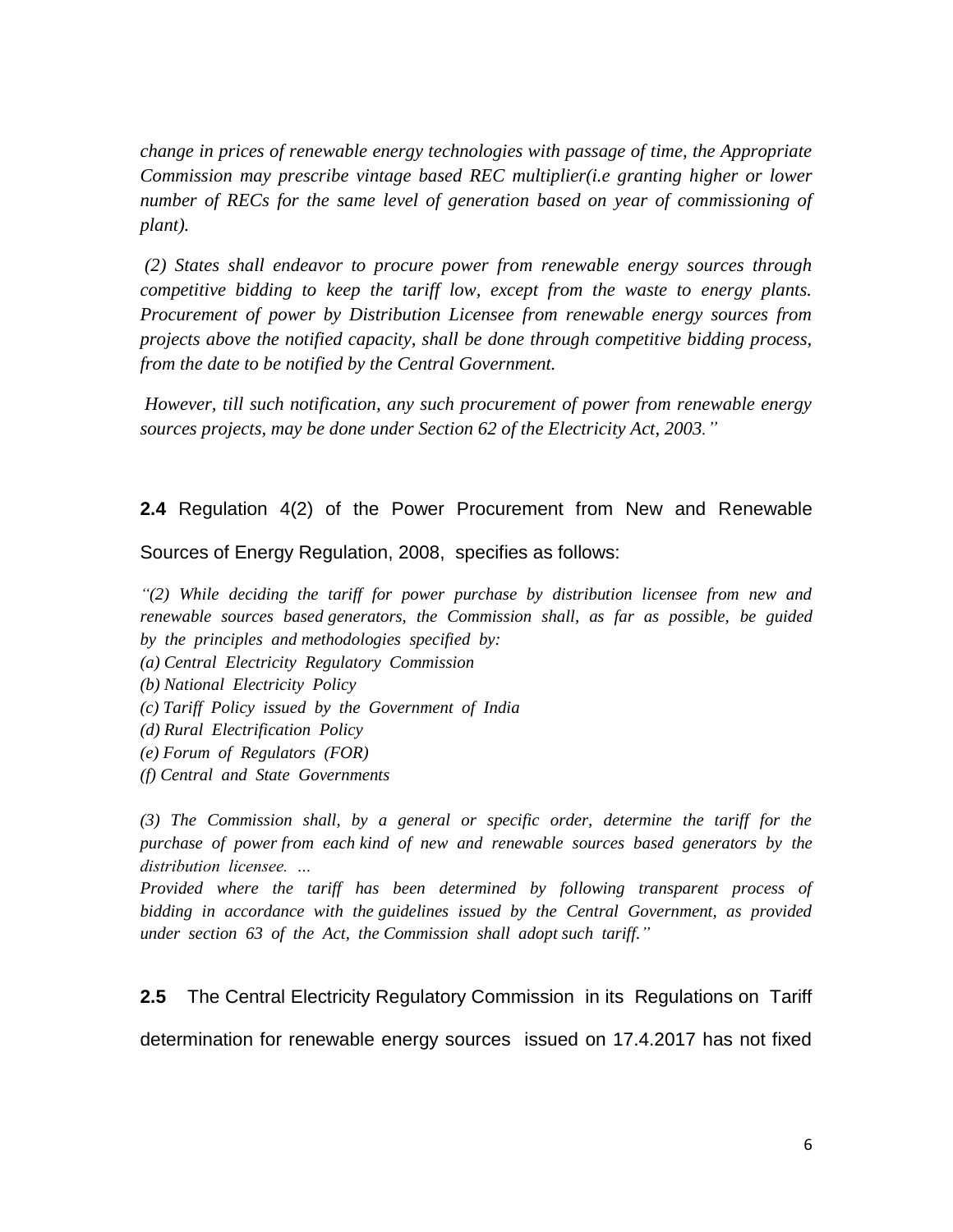*change in prices of renewable energy technologies with passage of time, the Appropriate Commission may prescribe vintage based REC multiplier(i.e granting higher or lower number of RECs for the same level of generation based on year of commissioning of plant).*

*(2) States shall endeavor to procure power from renewable energy sources through competitive bidding to keep the tariff low, except from the waste to energy plants. Procurement of power by Distribution Licensee from renewable energy sources from projects above the notified capacity, shall be done through competitive bidding process, from the date to be notified by the Central Government.*

*However, till such notification, any such procurement of power from renewable energy sources projects, may be done under Section 62 of the Electricity Act, 2003."*

**2.4** Regulation 4(2) of the Power Procurement from New and Renewable Sources of Energy Regulation, 2008, specifies as follows:

*"(2) While deciding the tariff for power purchase by distribution licensee from new and renewable sources based generators, the Commission shall, as far as possible, be guided by the principles and methodologies specified by:*
*(a) Central Electricity Regulatory Commission*
*(b) National Electricity Policy*
*(c) Tariff Policy issued by the Government of India*
*(d) Rural Electrification Policy*
*(e) Forum of Regulators (FOR)*
*(f) Central and State Governments*

*(3) The Commission shall, by a general or specific order, determine the tariff for the purchase of power from each kind of new and renewable sources based generators by the distribution licensee. …*
*Provided where the tariff has been determined by following transparent process of bidding in accordance with the guidelines issued by the Central Government, as provided under section 63 of the Act, the Commission shall adopt such tariff."*

**2.5** The Central Electricity Regulatory Commission in its Regulations on Tariff determination for renewable energy sources issued on 17.4.2017 has not fixed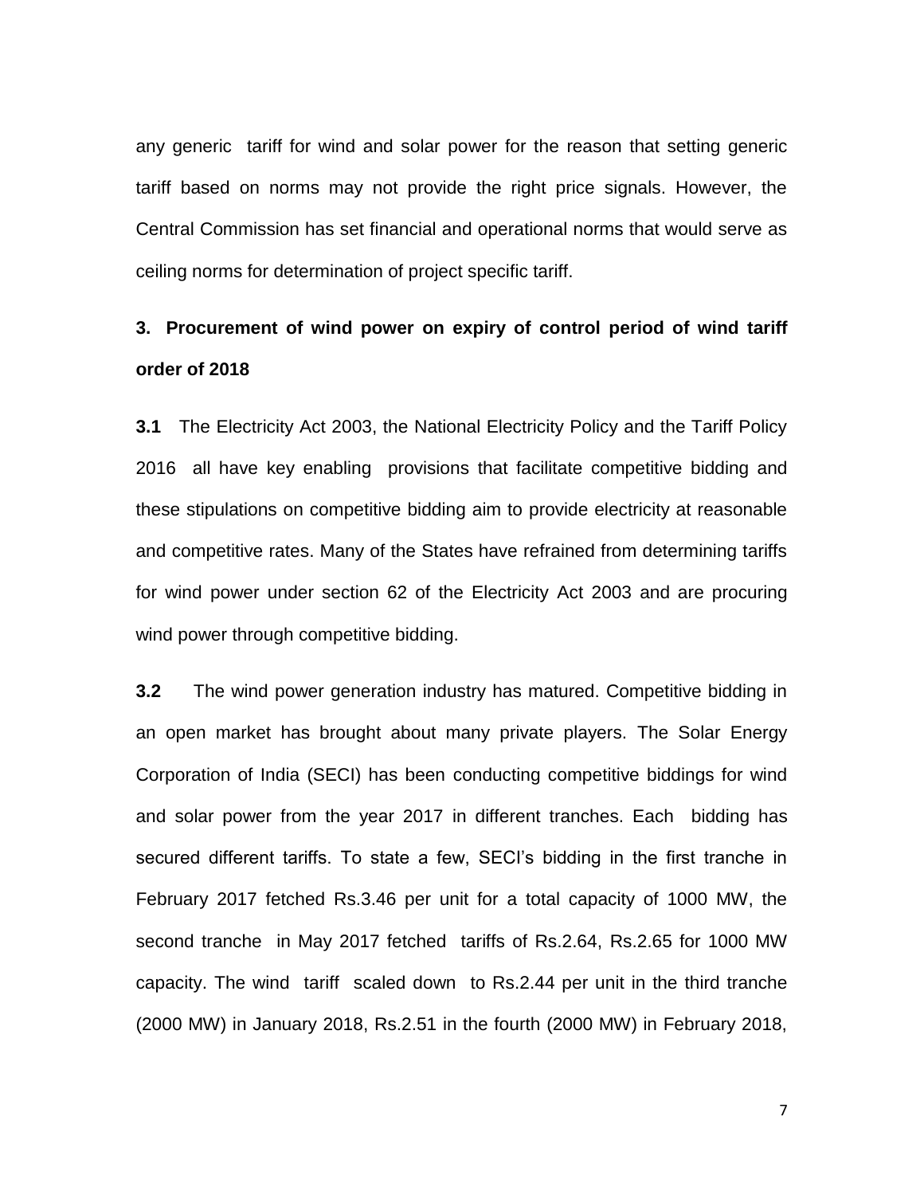any generic tariff for wind and solar power for the reason that setting generic tariff based on norms may not provide the right price signals. However, the Central Commission has set financial and operational norms that would serve as ceiling norms for determination of project specific tariff.

## 3. Procurement of wind power on expiry of control period of wind tariff order of 2018

**3.1** The Electricity Act 2003, the National Electricity Policy and the Tariff Policy 2016 all have key enabling provisions that facilitate competitive bidding and these stipulations on competitive bidding aim to provide electricity at reasonable and competitive rates. Many of the States have refrained from determining tariffs for wind power under section 62 of the Electricity Act 2003 and are procuring wind power through competitive bidding.

**3.2** The wind power generation industry has matured. Competitive bidding in an open market has brought about many private players. The Solar Energy Corporation of India (SECI) has been conducting competitive biddings for wind and solar power from the year 2017 in different tranches. Each bidding has secured different tariffs. To state a few, SECI's bidding in the first tranche in February 2017 fetched Rs.3.46 per unit for a total capacity of 1000 MW, the second tranche in May 2017 fetched tariffs of Rs.2.64, Rs.2.65 for 1000 MW capacity. The wind tariff scaled down to Rs.2.44 per unit in the third tranche (2000 MW) in January 2018, Rs.2.51 in the fourth (2000 MW) in February 2018,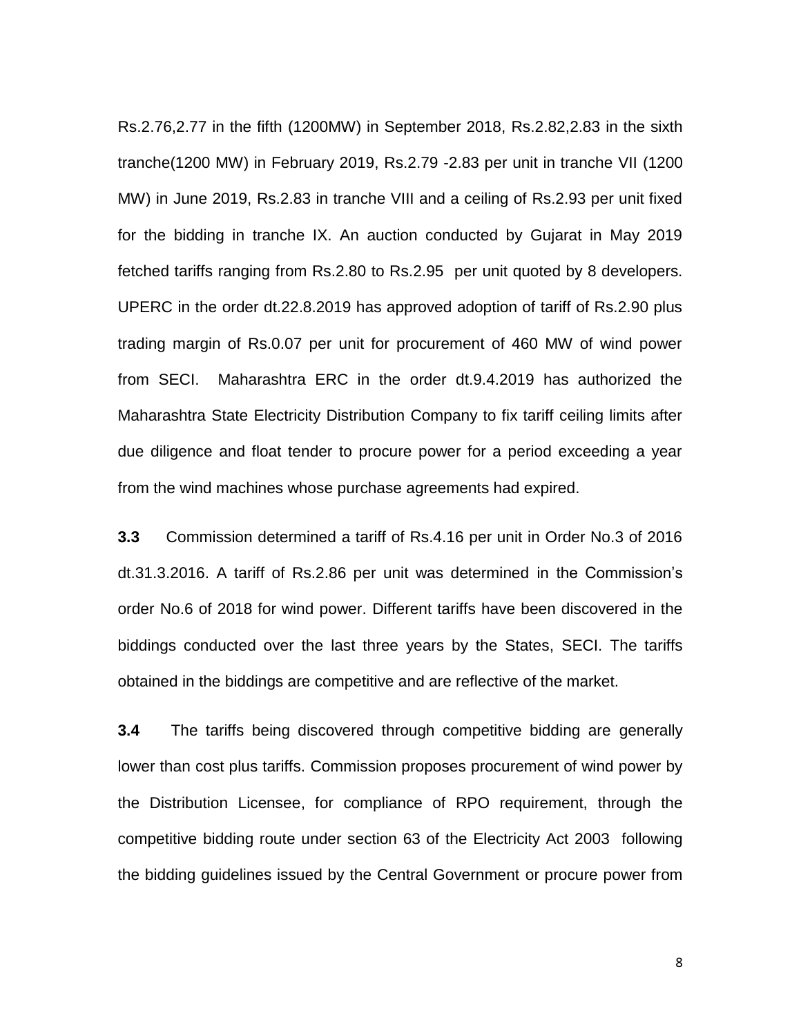Rs.2.76,2.77 in the fifth (1200MW) in September 2018, Rs.2.82,2.83 in the sixth tranche(1200 MW) in February 2019, Rs.2.79 -2.83 per unit in tranche VII (1200 MW) in June 2019, Rs.2.83 in tranche VIII and a ceiling of Rs.2.93 per unit fixed for the bidding in tranche IX. An auction conducted by Gujarat in May 2019 fetched tariffs ranging from Rs.2.80 to Rs.2.95 per unit quoted by 8 developers. UPERC in the order dt.22.8.2019 has approved adoption of tariff of Rs.2.90 plus trading margin of Rs.0.07 per unit for procurement of 460 MW of wind power from SECI. Maharashtra ERC in the order dt.9.4.2019 has authorized the Maharashtra State Electricity Distribution Company to fix tariff ceiling limits after due diligence and float tender to procure power for a period exceeding a year from the wind machines whose purchase agreements had expired.

**3.3** Commission determined a tariff of Rs.4.16 per unit in Order No.3 of 2016 dt.31.3.2016. A tariff of Rs.2.86 per unit was determined in the Commission's order No.6 of 2018 for wind power. Different tariffs have been discovered in the biddings conducted over the last three years by the States, SECI. The tariffs obtained in the biddings are competitive and are reflective of the market.

**3.4** The tariffs being discovered through competitive bidding are generally lower than cost plus tariffs. Commission proposes procurement of wind power by the Distribution Licensee, for compliance of RPO requirement, through the competitive bidding route under section 63 of the Electricity Act 2003 following the bidding guidelines issued by the Central Government or procure power from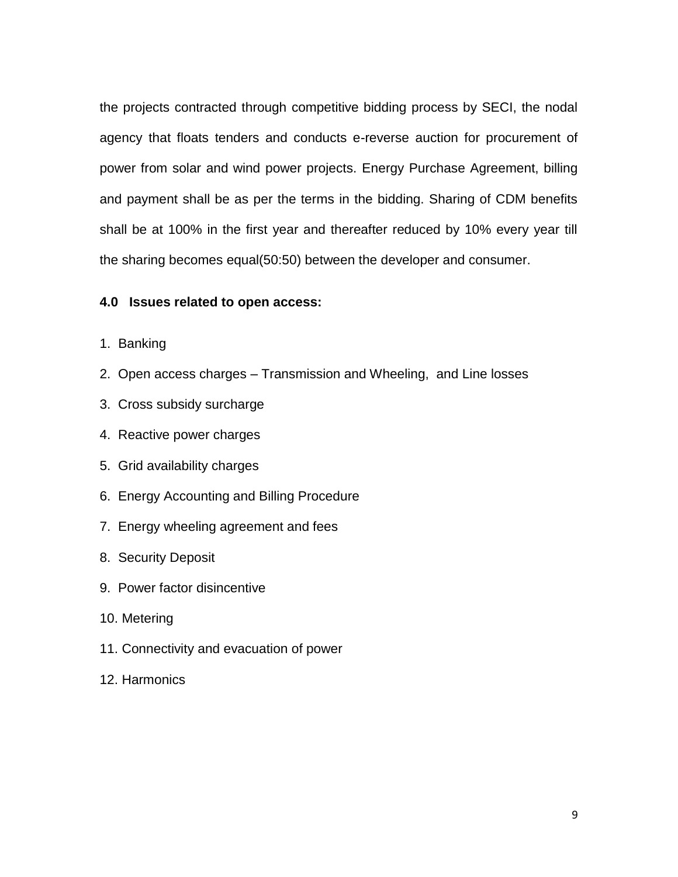the projects contracted through competitive bidding process by SECI, the nodal agency that floats tenders and conducts e-reverse auction for procurement of power from solar and wind power projects. Energy Purchase Agreement, billing and payment shall be as per the terms in the bidding. Sharing of CDM benefits shall be at 100% in the first year and thereafter reduced by 10% every year till the sharing becomes equal(50:50) between the developer and consumer.

**4.0 Issues related to open access:**

1. Banking
2. Open access charges – Transmission and Wheeling, and Line losses
3. Cross subsidy surcharge
4. Reactive power charges
5. Grid availability charges
6. Energy Accounting and Billing Procedure
7. Energy wheeling agreement and fees
8. Security Deposit
9. Power factor disincentive
10. Metering
11. Connectivity and evacuation of power
12. Harmonics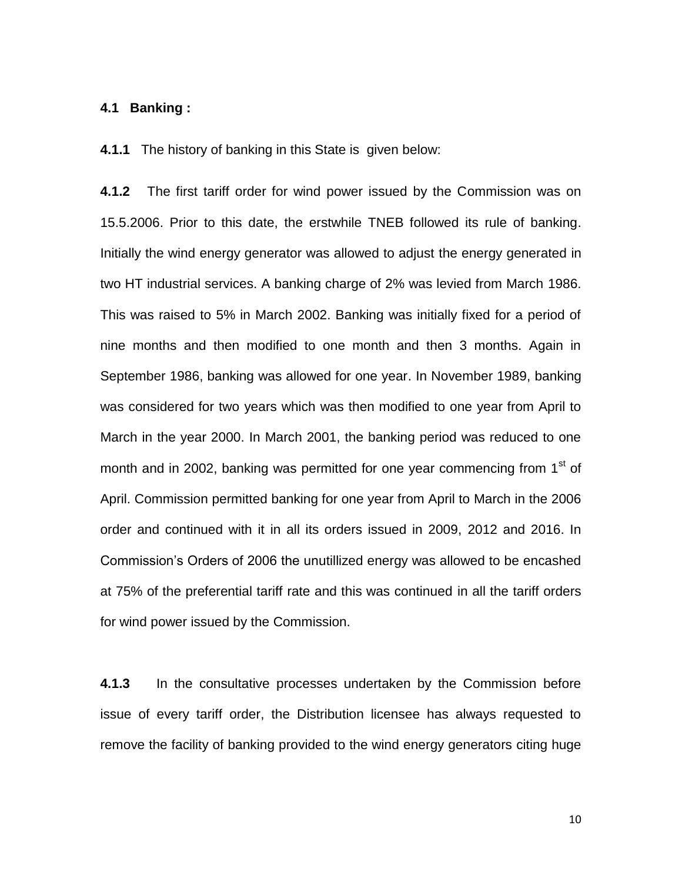**4.1 Banking :**

**4.1.1** The history of banking in this State is given below:

**4.1.2** The first tariff order for wind power issued by the Commission was on 15.5.2006. Prior to this date, the erstwhile TNEB followed its rule of banking. Initially the wind energy generator was allowed to adjust the energy generated in two HT industrial services. A banking charge of 2% was levied from March 1986. This was raised to 5% in March 2002. Banking was initially fixed for a period of nine months and then modified to one month and then 3 months. Again in September 1986, banking was allowed for one year. In November 1989, banking was considered for two years which was then modified to one year from April to March in the year 2000. In March 2001, the banking period was reduced to one month and in 2002, banking was permitted for one year commencing from 1st of April. Commission permitted banking for one year from April to March in the 2006 order and continued with it in all its orders issued in 2009, 2012 and 2016. In Commission's Orders of 2006 the unutillized energy was allowed to be encashed at 75% of the preferential tariff rate and this was continued in all the tariff orders for wind power issued by the Commission.

**4.1.3** In the consultative processes undertaken by the Commission before issue of every tariff order, the Distribution licensee has always requested to remove the facility of banking provided to the wind energy generators citing huge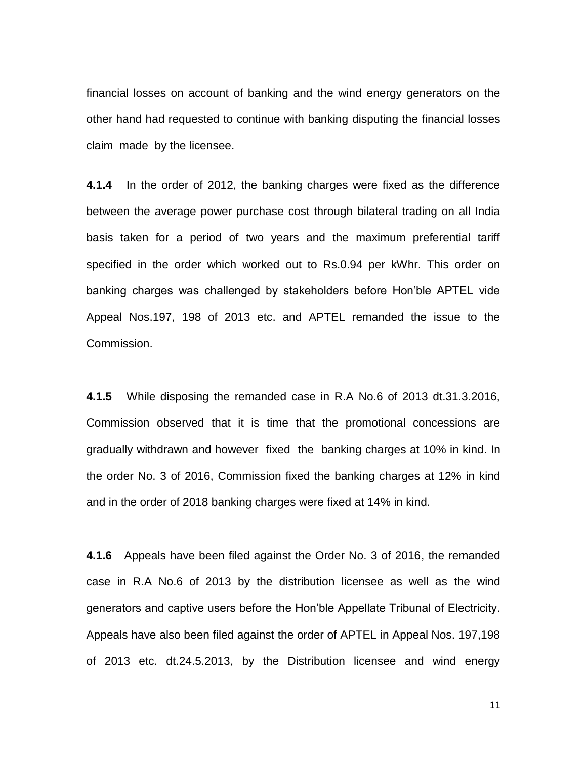financial losses on account of banking and the wind energy generators on the other hand had requested to continue with banking disputing the financial losses claim made by the licensee.

**4.1.4** In the order of 2012, the banking charges were fixed as the difference between the average power purchase cost through bilateral trading on all India basis taken for a period of two years and the maximum preferential tariff specified in the order which worked out to Rs.0.94 per kWhr. This order on banking charges was challenged by stakeholders before Hon'ble APTEL vide Appeal Nos.197, 198 of 2013 etc. and APTEL remanded the issue to the Commission.

**4.1.5** While disposing the remanded case in R.A No.6 of 2013 dt.31.3.2016, Commission observed that it is time that the promotional concessions are gradually withdrawn and however fixed the banking charges at 10% in kind. In the order No. 3 of 2016, Commission fixed the banking charges at 12% in kind and in the order of 2018 banking charges were fixed at 14% in kind.

**4.1.6** Appeals have been filed against the Order No. 3 of 2016, the remanded case in R.A No.6 of 2013 by the distribution licensee as well as the wind generators and captive users before the Hon'ble Appellate Tribunal of Electricity. Appeals have also been filed against the order of APTEL in Appeal Nos. 197,198 of 2013 etc. dt.24.5.2013, by the Distribution licensee and wind energy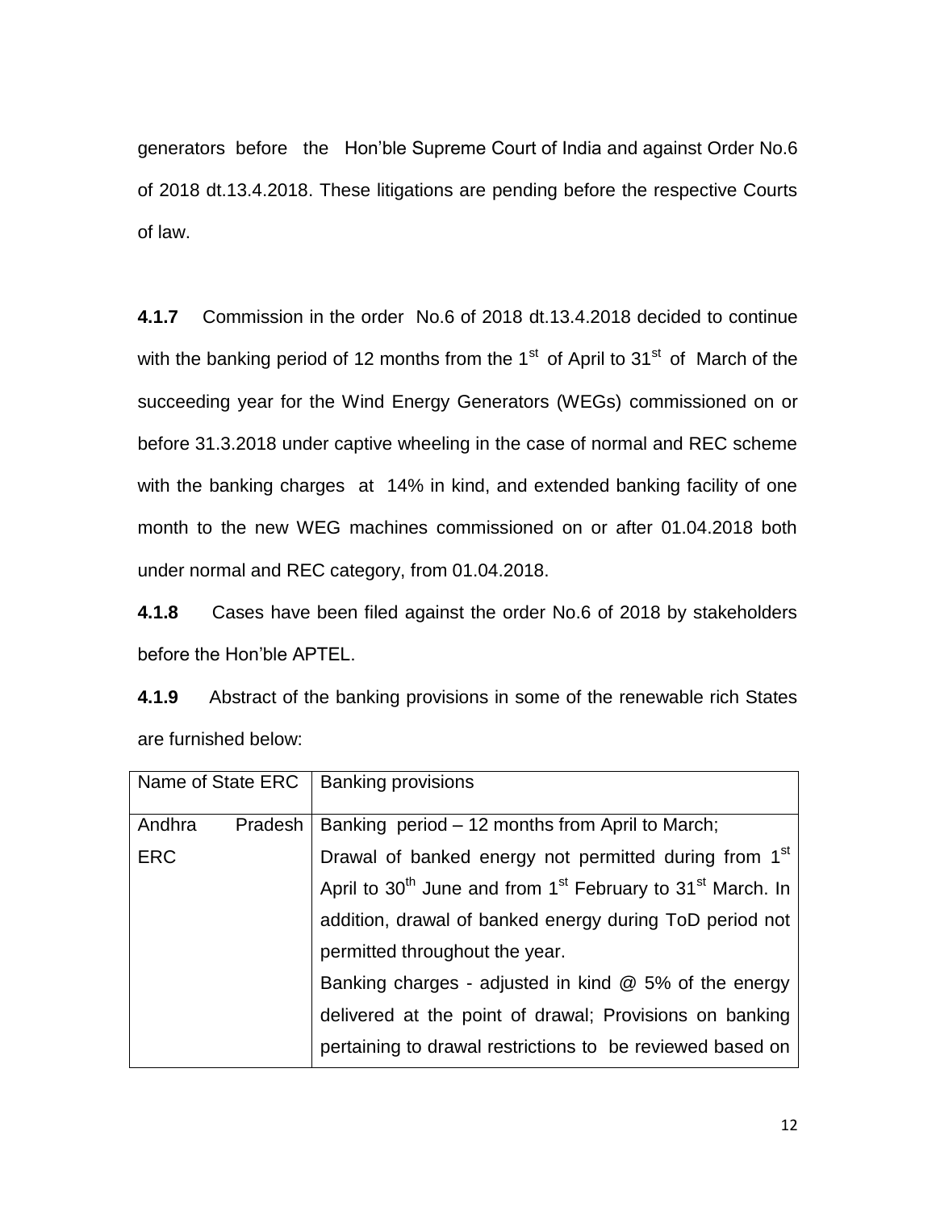generators before the Hon'ble Supreme Court of India and against Order No.6 of 2018 dt.13.4.2018. These litigations are pending before the respective Courts of law.

**4.1.7** Commission in the order No.6 of 2018 dt.13.4.2018 decided to continue with the banking period of 12 months from the 1st of April to 31st of March of the succeeding year for the Wind Energy Generators (WEGs) commissioned on or before 31.3.2018 under captive wheeling in the case of normal and REC scheme with the banking charges at 14% in kind, and extended banking facility of one month to the new WEG machines commissioned on or after 01.04.2018 both under normal and REC category, from 01.04.2018.

**4.1.8** Cases have been filed against the order No.6 of 2018 by stakeholders before the Hon'ble APTEL.

**4.1.9** Abstract of the banking provisions in some of the renewable rich States are furnished below:

| Name of State ERC | Banking provisions |
|---|---|
| Andhra Pradesh ERC | Banking period – 12 months from April to March; Drawal of banked energy not permitted during from 1st April to 30th June and from 1st February to 31st March. In addition, drawal of banked energy during ToD period not permitted throughout the year. Banking charges - adjusted in kind @ 5% of the energy delivered at the point of drawal; Provisions on banking pertaining to drawal restrictions to be reviewed based on |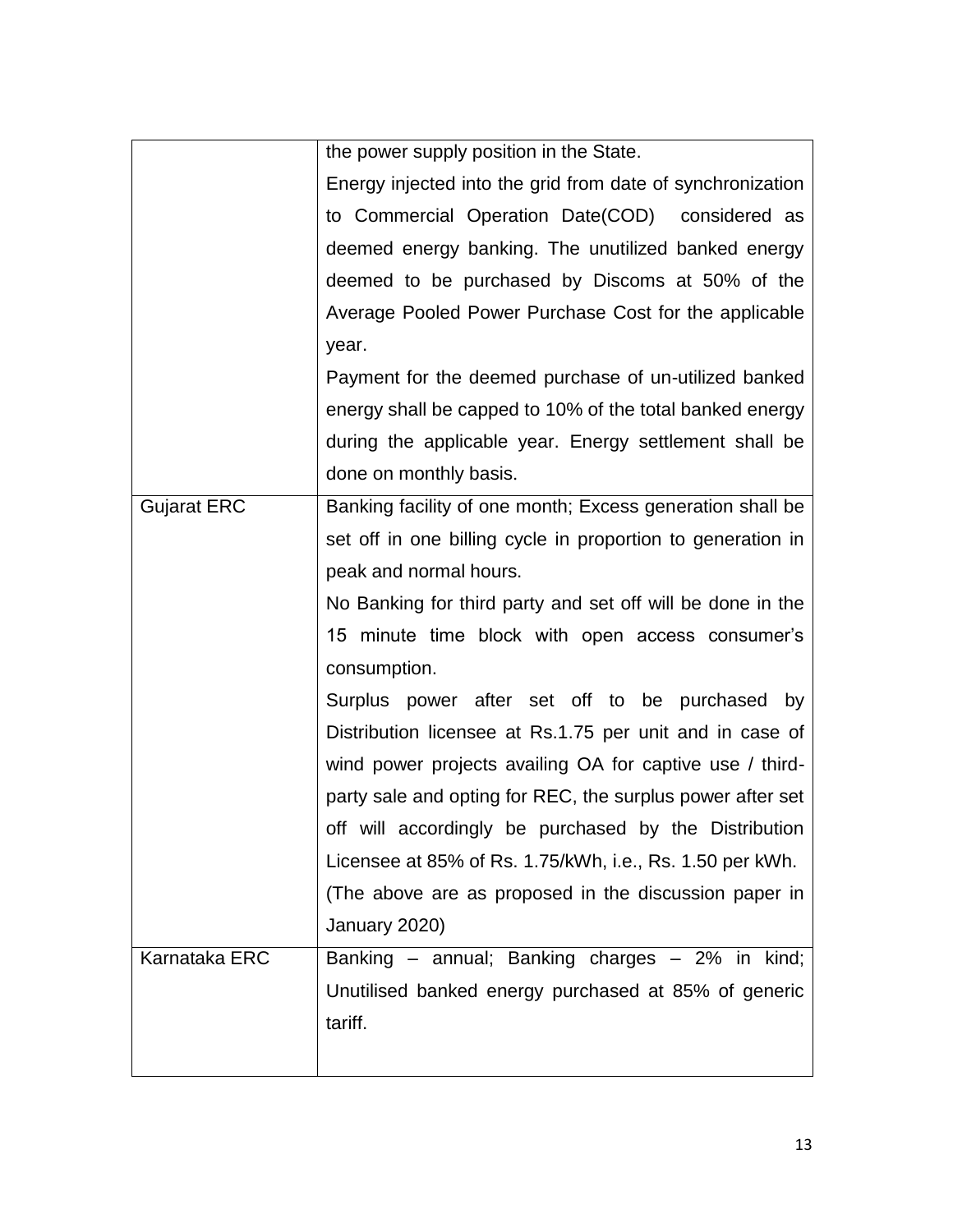| | |
|---|---|
| | the power supply position in the State. Energy injected into the grid from date of synchronization to Commercial Operation Date(COD) considered as deemed energy banking. The unutilized banked energy deemed to be purchased by Discoms at 50% of the Average Pooled Power Purchase Cost for the applicable year. Payment for the deemed purchase of un-utilized banked energy shall be capped to 10% of the total banked energy during the applicable year. Energy settlement shall be done on monthly basis. |
| Gujarat ERC | Banking facility of one month; Excess generation shall be set off in one billing cycle in proportion to generation in peak and normal hours. No Banking for third party and set off will be done in the 15 minute time block with open access consumer's consumption. Surplus power after set off to be purchased by Distribution licensee at Rs.1.75 per unit and in case of wind power projects availing OA for captive use / third-party sale and opting for REC, the surplus power after set off will accordingly be purchased by the Distribution Licensee at 85% of Rs. 1.75/kWh, i.e., Rs. 1.50 per kWh. (The above are as proposed in the discussion paper in January 2020) |
| Karnataka ERC | Banking – annual; Banking charges – 2% in kind; Unutilised banked energy purchased at 85% of generic tariff. |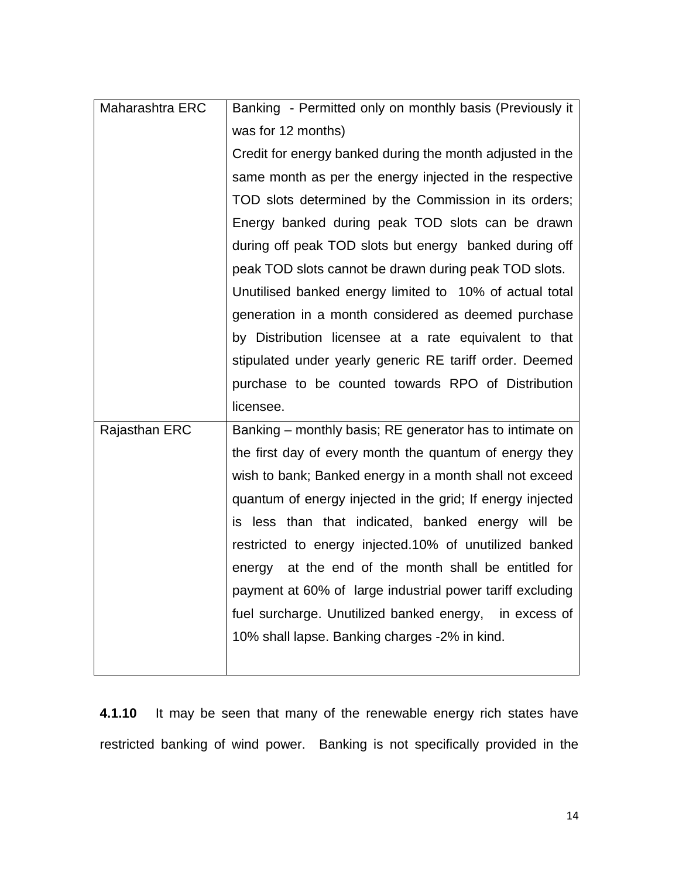| | |
|---|---|
| Maharashtra ERC | Banking - Permitted only on monthly basis (Previously it was for 12 months)<br>Credit for energy banked during the month adjusted in the same month as per the energy injected in the respective TOD slots determined by the Commission in its orders; Energy banked during peak TOD slots can be drawn during off peak TOD slots but energy banked during off peak TOD slots cannot be drawn during peak TOD slots.<br>Unutilised banked energy limited to 10% of actual total generation in a month considered as deemed purchase by Distribution licensee at a rate equivalent to that stipulated under yearly generic RE tariff order. Deemed purchase to be counted towards RPO of Distribution licensee. |
| Rajasthan ERC | Banking – monthly basis; RE generator has to intimate on the first day of every month the quantum of energy they wish to bank; Banked energy in a month shall not exceed quantum of energy injected in the grid; If energy injected is less than that indicated, banked energy will be restricted to energy injected.10% of unutilized banked energy at the end of the month shall be entitled for payment at 60% of large industrial power tariff excluding fuel surcharge. Unutilized banked energy, in excess of 10% shall lapse. Banking charges -2% in kind. |

**4.1.10** It may be seen that many of the renewable energy rich states have restricted banking of wind power. Banking is not specifically provided in the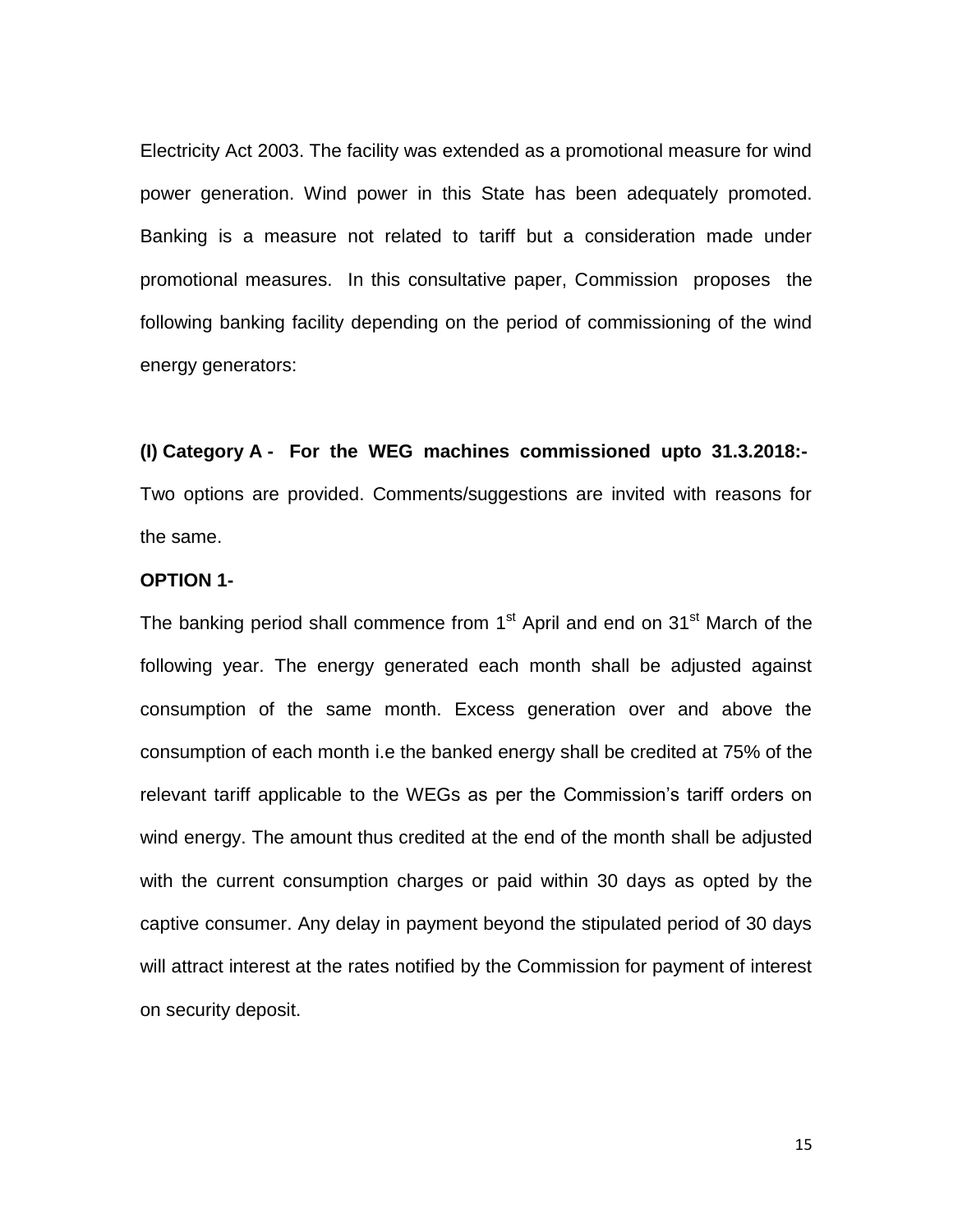Electricity Act 2003. The facility was extended as a promotional measure for wind power generation. Wind power in this State has been adequately promoted. Banking is a measure not related to tariff but a consideration made under promotional measures. In this consultative paper, Commission proposes the following banking facility depending on the period of commissioning of the wind energy generators:

**(I) Category A - For the WEG machines commissioned upto 31.3.2018:-** Two options are provided. Comments/suggestions are invited with reasons for the same.

**OPTION 1-**

The banking period shall commence from 1st April and end on 31st March of the following year. The energy generated each month shall be adjusted against consumption of the same month. Excess generation over and above the consumption of each month i.e the banked energy shall be credited at 75% of the relevant tariff applicable to the WEGs as per the Commission's tariff orders on wind energy. The amount thus credited at the end of the month shall be adjusted with the current consumption charges or paid within 30 days as opted by the captive consumer. Any delay in payment beyond the stipulated period of 30 days will attract interest at the rates notified by the Commission for payment of interest on security deposit.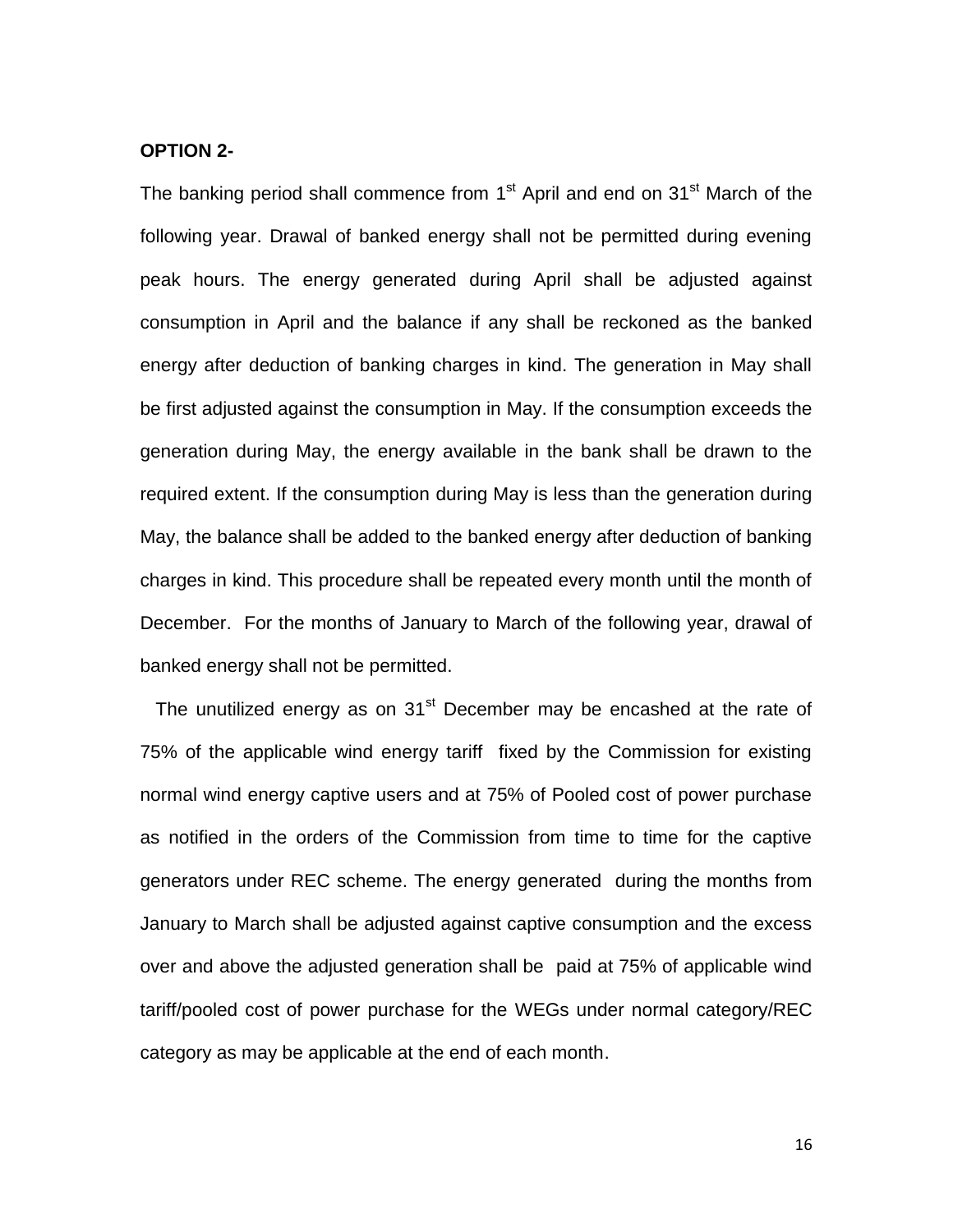**OPTION 2-**

The banking period shall commence from 1st April and end on 31st March of the following year. Drawal of banked energy shall not be permitted during evening peak hours. The energy generated during April shall be adjusted against consumption in April and the balance if any shall be reckoned as the banked energy after deduction of banking charges in kind. The generation in May shall be first adjusted against the consumption in May. If the consumption exceeds the generation during May, the energy available in the bank shall be drawn to the required extent. If the consumption during May is less than the generation during May, the balance shall be added to the banked energy after deduction of banking charges in kind. This procedure shall be repeated every month until the month of December. For the months of January to March of the following year, drawal of banked energy shall not be permitted.

The unutilized energy as on 31st December may be encashed at the rate of 75% of the applicable wind energy tariff fixed by the Commission for existing normal wind energy captive users and at 75% of Pooled cost of power purchase as notified in the orders of the Commission from time to time for the captive generators under REC scheme. The energy generated during the months from January to March shall be adjusted against captive consumption and the excess over and above the adjusted generation shall be paid at 75% of applicable wind tariff/pooled cost of power purchase for the WEGs under normal category/REC category as may be applicable at the end of each month.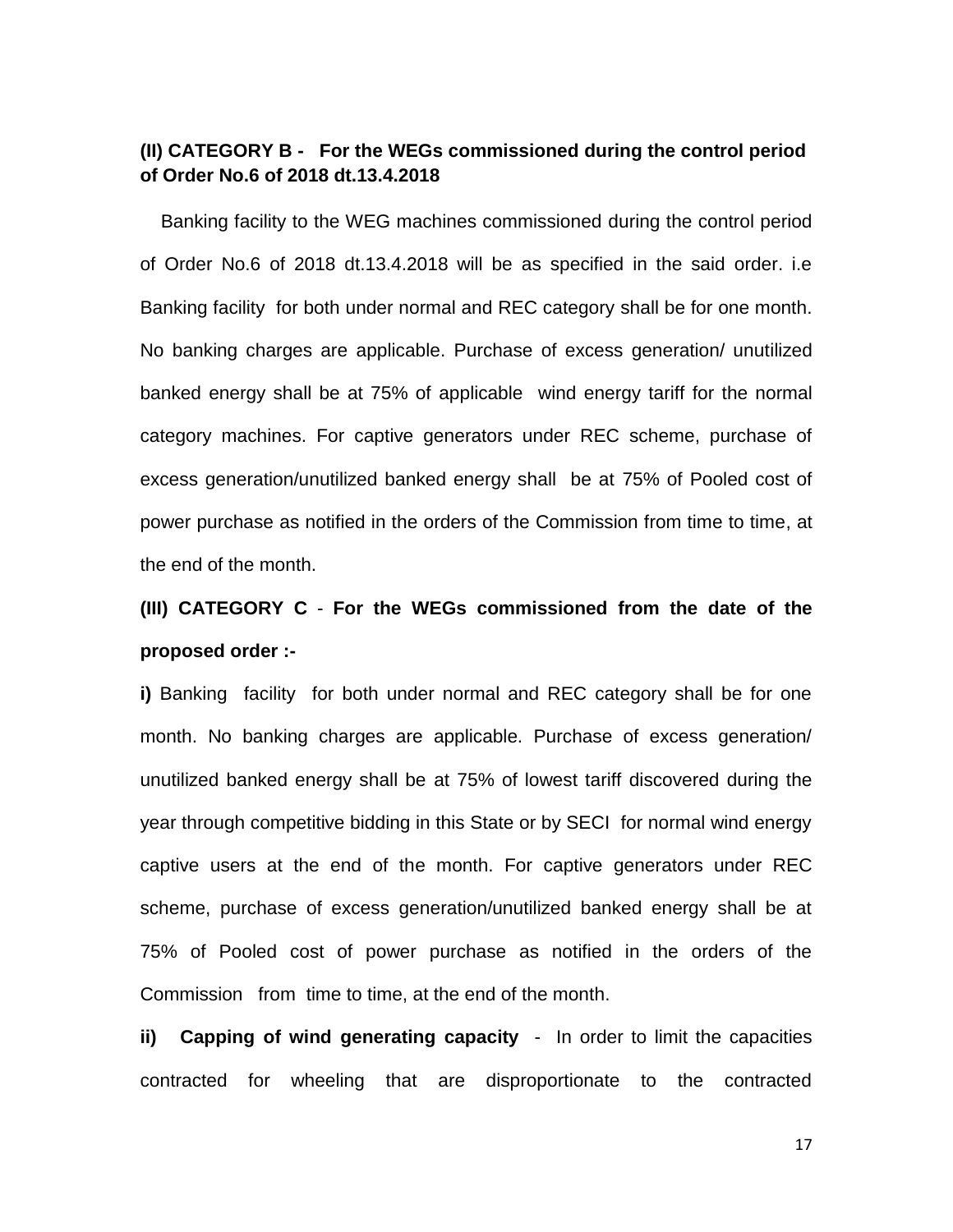**(II) CATEGORY B - For the WEGs commissioned during the control period of Order No.6 of 2018 dt.13.4.2018**

Banking facility to the WEG machines commissioned during the control period of Order No.6 of 2018 dt.13.4.2018 will be as specified in the said order. i.e Banking facility for both under normal and REC category shall be for one month. No banking charges are applicable. Purchase of excess generation/ unutilized banked energy shall be at 75% of applicable wind energy tariff for the normal category machines. For captive generators under REC scheme, purchase of excess generation/unutilized banked energy shall be at 75% of Pooled cost of power purchase as notified in the orders of the Commission from time to time, at the end of the month.

**(III) CATEGORY C - For the WEGs commissioned from the date of the proposed order :-**

**i)** Banking facility for both under normal and REC category shall be for one month. No banking charges are applicable. Purchase of excess generation/ unutilized banked energy shall be at 75% of lowest tariff discovered during the year through competitive bidding in this State or by SECI for normal wind energy captive users at the end of the month. For captive generators under REC scheme, purchase of excess generation/unutilized banked energy shall be at 75% of Pooled cost of power purchase as notified in the orders of the Commission from time to time, at the end of the month.

**ii) Capping of wind generating capacity** - In order to limit the capacities contracted for wheeling that are disproportionate to the contracted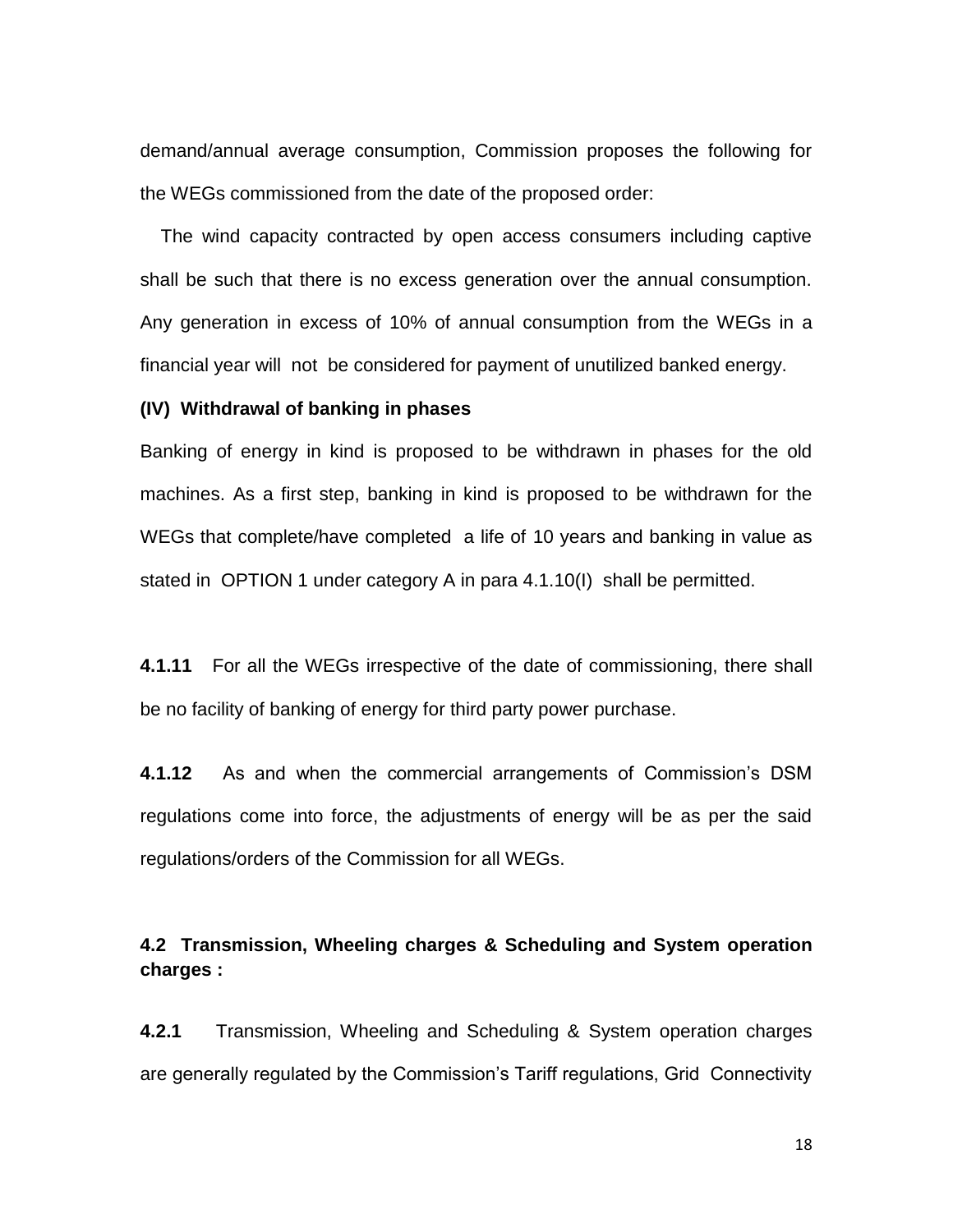demand/annual average consumption, Commission proposes the following for the WEGs commissioned from the date of the proposed order:

The wind capacity contracted by open access consumers including captive shall be such that there is no excess generation over the annual consumption. Any generation in excess of 10% of annual consumption from the WEGs in a financial year will not be considered for payment of unutilized banked energy.

**(IV) Withdrawal of banking in phases**

Banking of energy in kind is proposed to be withdrawn in phases for the old machines. As a first step, banking in kind is proposed to be withdrawn for the WEGs that complete/have completed a life of 10 years and banking in value as stated in OPTION 1 under category A in para 4.1.10(I) shall be permitted.

**4.1.11** For all the WEGs irrespective of the date of commissioning, there shall be no facility of banking of energy for third party power purchase.

**4.1.12** As and when the commercial arrangements of Commission's DSM regulations come into force, the adjustments of energy will be as per the said regulations/orders of the Commission for all WEGs.

## 4.2 Transmission, Wheeling charges & Scheduling and System operation charges :

**4.2.1** Transmission, Wheeling and Scheduling & System operation charges are generally regulated by the Commission's Tariff regulations, Grid Connectivity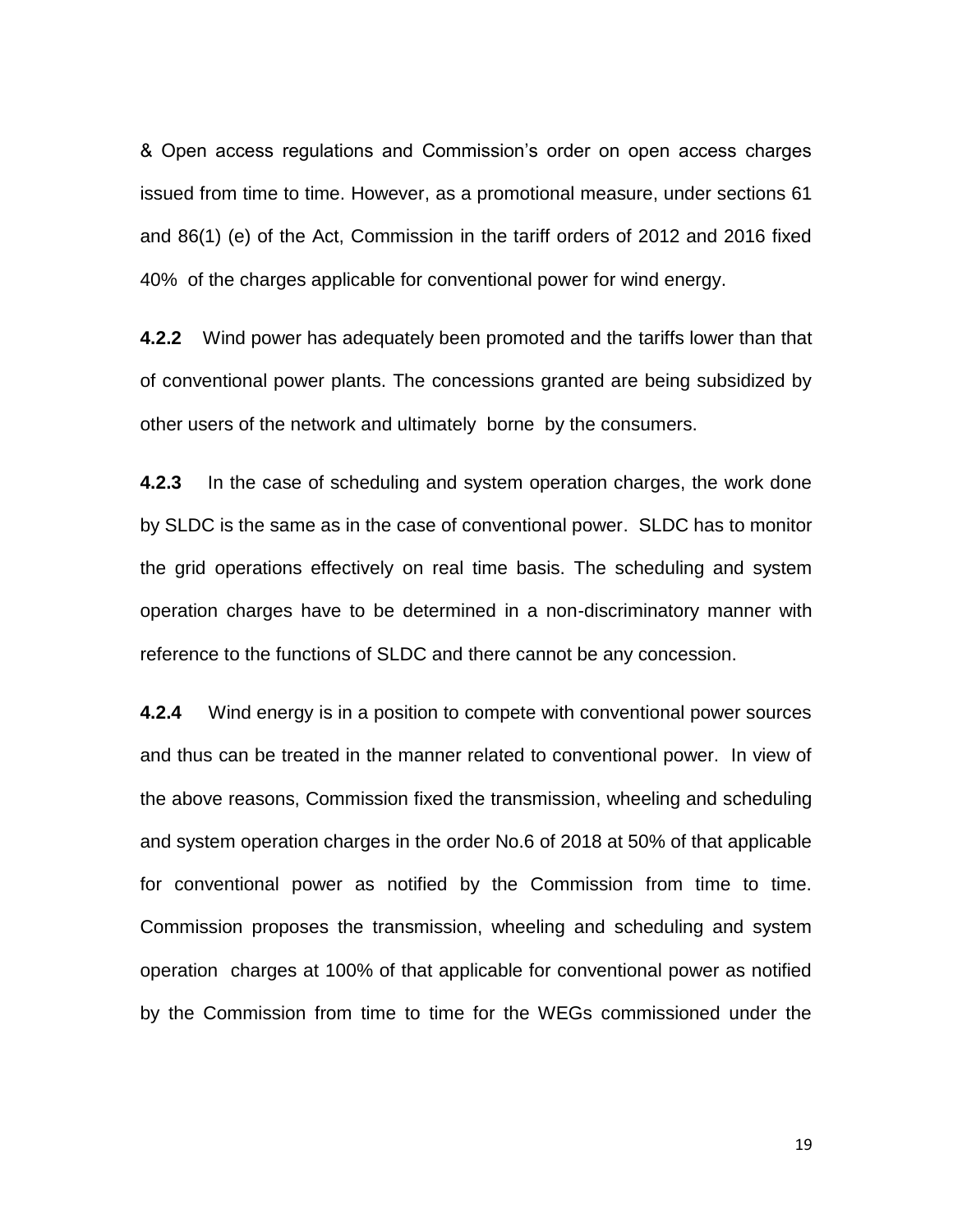& Open access regulations and Commission's order on open access charges issued from time to time. However, as a promotional measure, under sections 61 and 86(1) (e) of the Act, Commission in the tariff orders of 2012 and 2016 fixed 40% of the charges applicable for conventional power for wind energy.

**4.2.2** Wind power has adequately been promoted and the tariffs lower than that of conventional power plants. The concessions granted are being subsidized by other users of the network and ultimately borne by the consumers.

**4.2.3** In the case of scheduling and system operation charges, the work done by SLDC is the same as in the case of conventional power. SLDC has to monitor the grid operations effectively on real time basis. The scheduling and system operation charges have to be determined in a non-discriminatory manner with reference to the functions of SLDC and there cannot be any concession.

**4.2.4** Wind energy is in a position to compete with conventional power sources and thus can be treated in the manner related to conventional power. In view of the above reasons, Commission fixed the transmission, wheeling and scheduling and system operation charges in the order No.6 of 2018 at 50% of that applicable for conventional power as notified by the Commission from time to time. Commission proposes the transmission, wheeling and scheduling and system operation charges at 100% of that applicable for conventional power as notified by the Commission from time to time for the WEGs commissioned under the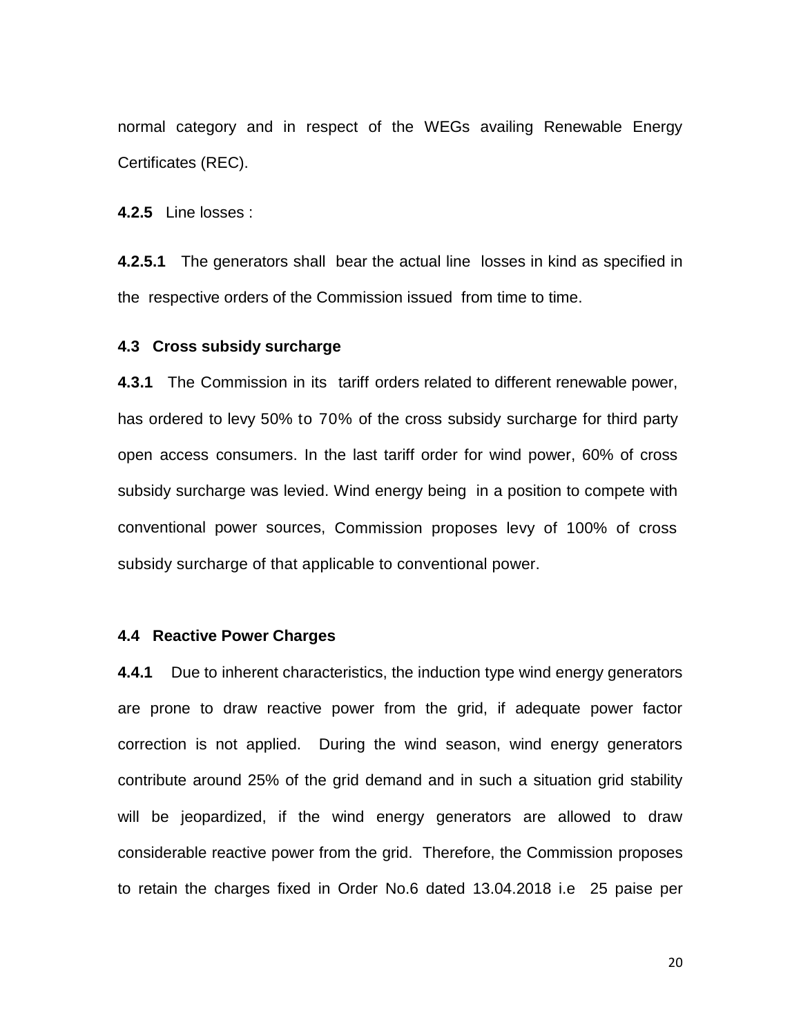normal category and in respect of the WEGs availing Renewable Energy Certificates (REC).

**4.2.5** Line losses :

**4.2.5.1** The generators shall bear the actual line losses in kind as specified in the respective orders of the Commission issued from time to time.

### 4.3 Cross subsidy surcharge

**4.3.1** The Commission in its tariff orders related to different renewable power, has ordered to levy 50% to 70% of the cross subsidy surcharge for third party open access consumers. In the last tariff order for wind power, 60% of cross subsidy surcharge was levied. Wind energy being in a position to compete with conventional power sources, Commission proposes levy of 100% of cross subsidy surcharge of that applicable to conventional power.

### 4.4 Reactive Power Charges

**4.4.1** Due to inherent characteristics, the induction type wind energy generators are prone to draw reactive power from the grid, if adequate power factor correction is not applied. During the wind season, wind energy generators contribute around 25% of the grid demand and in such a situation grid stability will be jeopardized, if the wind energy generators are allowed to draw considerable reactive power from the grid. Therefore, the Commission proposes to retain the charges fixed in Order No.6 dated 13.04.2018 i.e 25 paise per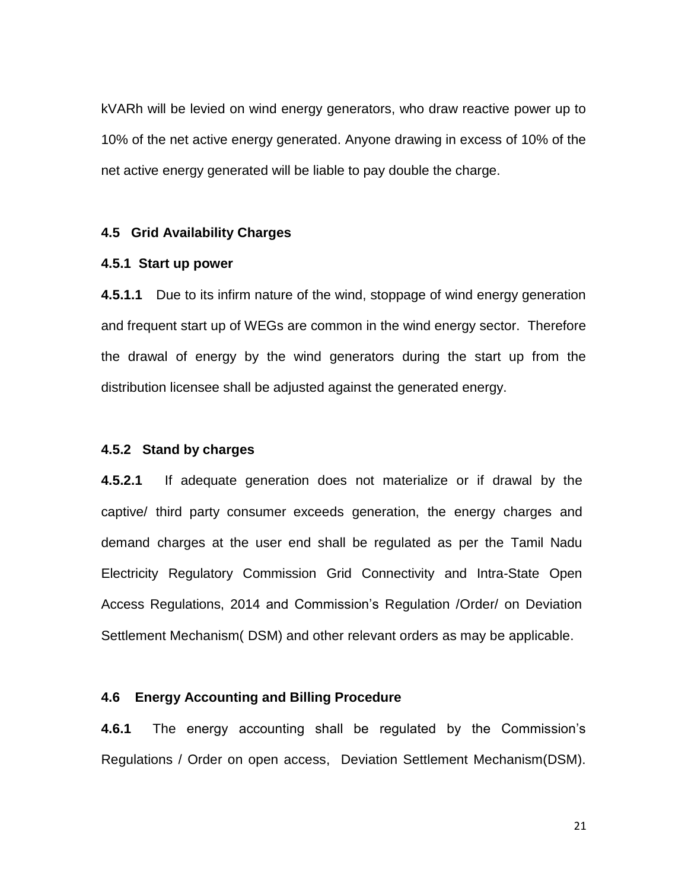kVARh will be levied on wind energy generators, who draw reactive power up to 10% of the net active energy generated. Anyone drawing in excess of 10% of the net active energy generated will be liable to pay double the charge.

### 4.5 Grid Availability Charges

#### 4.5.1 Start up power

**4.5.1.1** Due to its infirm nature of the wind, stoppage of wind energy generation and frequent start up of WEGs are common in the wind energy sector. Therefore the drawal of energy by the wind generators during the start up from the distribution licensee shall be adjusted against the generated energy.

#### 4.5.2 Stand by charges

**4.5.2.1** If adequate generation does not materialize or if drawal by the captive/ third party consumer exceeds generation, the energy charges and demand charges at the user end shall be regulated as per the Tamil Nadu Electricity Regulatory Commission Grid Connectivity and Intra-State Open Access Regulations, 2014 and Commission's Regulation /Order/ on Deviation Settlement Mechanism( DSM) and other relevant orders as may be applicable.

### 4.6 Energy Accounting and Billing Procedure

**4.6.1** The energy accounting shall be regulated by the Commission's Regulations / Order on open access, Deviation Settlement Mechanism(DSM).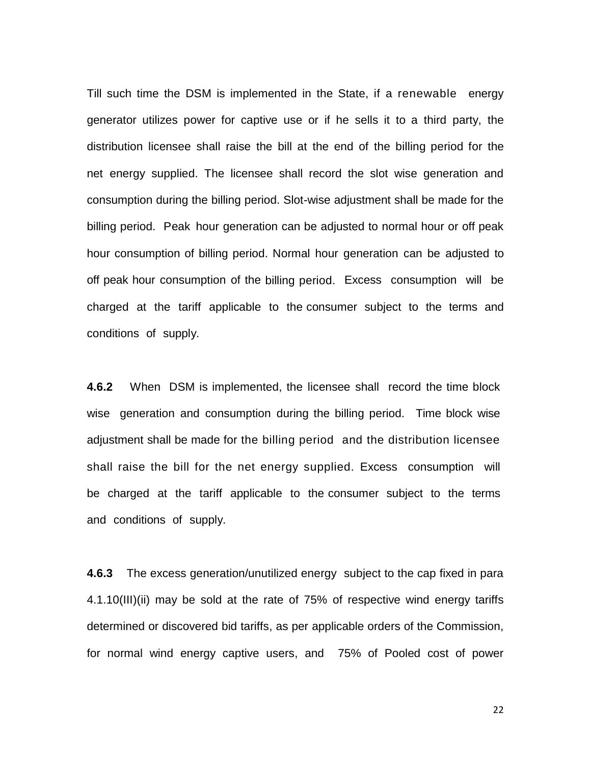Till such time the DSM is implemented in the State, if a renewable energy generator utilizes power for captive use or if he sells it to a third party, the distribution licensee shall raise the bill at the end of the billing period for the net energy supplied. The licensee shall record the slot wise generation and consumption during the billing period. Slot-wise adjustment shall be made for the billing period. Peak hour generation can be adjusted to normal hour or off peak hour consumption of billing period. Normal hour generation can be adjusted to off peak hour consumption of the billing period. Excess consumption will be charged at the tariff applicable to the consumer subject to the terms and conditions of supply.

**4.6.2** When DSM is implemented, the licensee shall record the time block wise generation and consumption during the billing period. Time block wise adjustment shall be made for the billing period and the distribution licensee shall raise the bill for the net energy supplied. Excess consumption will be charged at the tariff applicable to the consumer subject to the terms and conditions of supply.

**4.6.3** The excess generation/unutilized energy subject to the cap fixed in para 4.1.10(III)(ii) may be sold at the rate of 75% of respective wind energy tariffs determined or discovered bid tariffs, as per applicable orders of the Commission, for normal wind energy captive users, and 75% of Pooled cost of power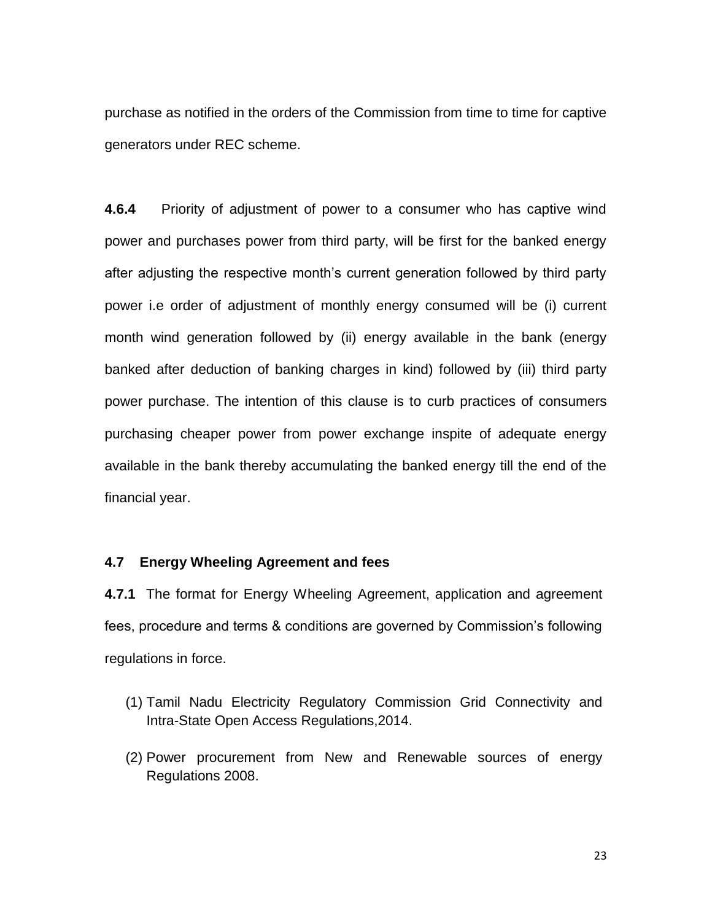purchase as notified in the orders of the Commission from time to time for captive generators under REC scheme.

**4.6.4** Priority of adjustment of power to a consumer who has captive wind power and purchases power from third party, will be first for the banked energy after adjusting the respective month's current generation followed by third party power i.e order of adjustment of monthly energy consumed will be (i) current month wind generation followed by (ii) energy available in the bank (energy banked after deduction of banking charges in kind) followed by (iii) third party power purchase. The intention of this clause is to curb practices of consumers purchasing cheaper power from power exchange inspite of adequate energy available in the bank thereby accumulating the banked energy till the end of the financial year.

### 4.7 Energy Wheeling Agreement and fees

**4.7.1** The format for Energy Wheeling Agreement, application and agreement fees, procedure and terms & conditions are governed by Commission's following regulations in force.

(1) Tamil Nadu Electricity Regulatory Commission Grid Connectivity and Intra-State Open Access Regulations,2014.

(2) Power procurement from New and Renewable sources of energy Regulations 2008.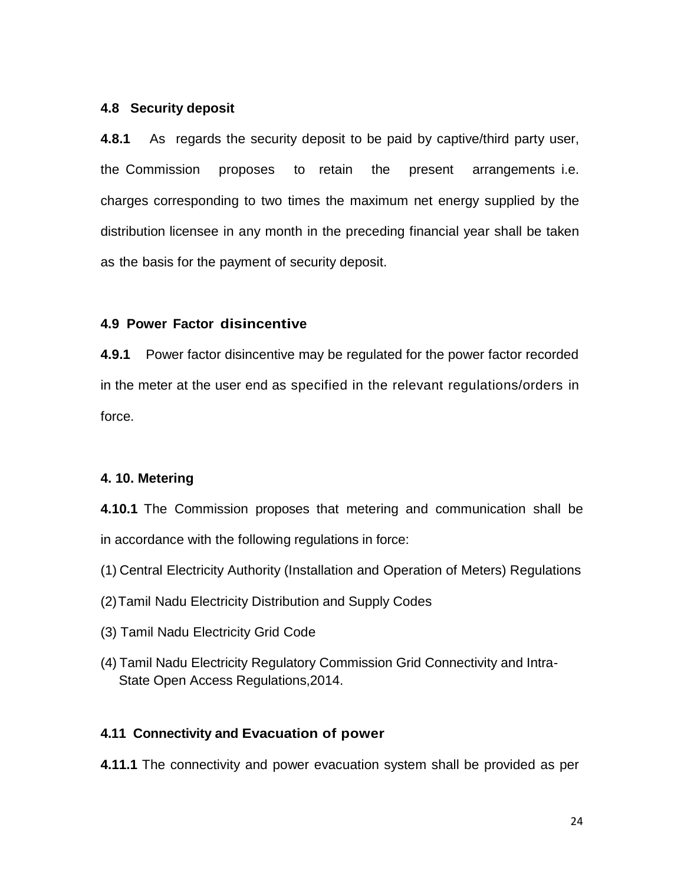### 4.8 Security deposit

**4.8.1** As regards the security deposit to be paid by captive/third party user, the Commission proposes to retain the present arrangements i.e. charges corresponding to two times the maximum net energy supplied by the distribution licensee in any month in the preceding financial year shall be taken as the basis for the payment of security deposit.

### 4.9 Power Factor disincentive

**4.9.1** Power factor disincentive may be regulated for the power factor recorded in the meter at the user end as specified in the relevant regulations/orders in force.

### 4. 10. Metering

**4.10.1** The Commission proposes that metering and communication shall be in accordance with the following regulations in force:

(1) Central Electricity Authority (Installation and Operation of Meters) Regulations

(2) Tamil Nadu Electricity Distribution and Supply Codes

(3) Tamil Nadu Electricity Grid Code

(4) Tamil Nadu Electricity Regulatory Commission Grid Connectivity and Intra-State Open Access Regulations,2014.

### 4.11 Connectivity and Evacuation of power

**4.11.1** The connectivity and power evacuation system shall be provided as per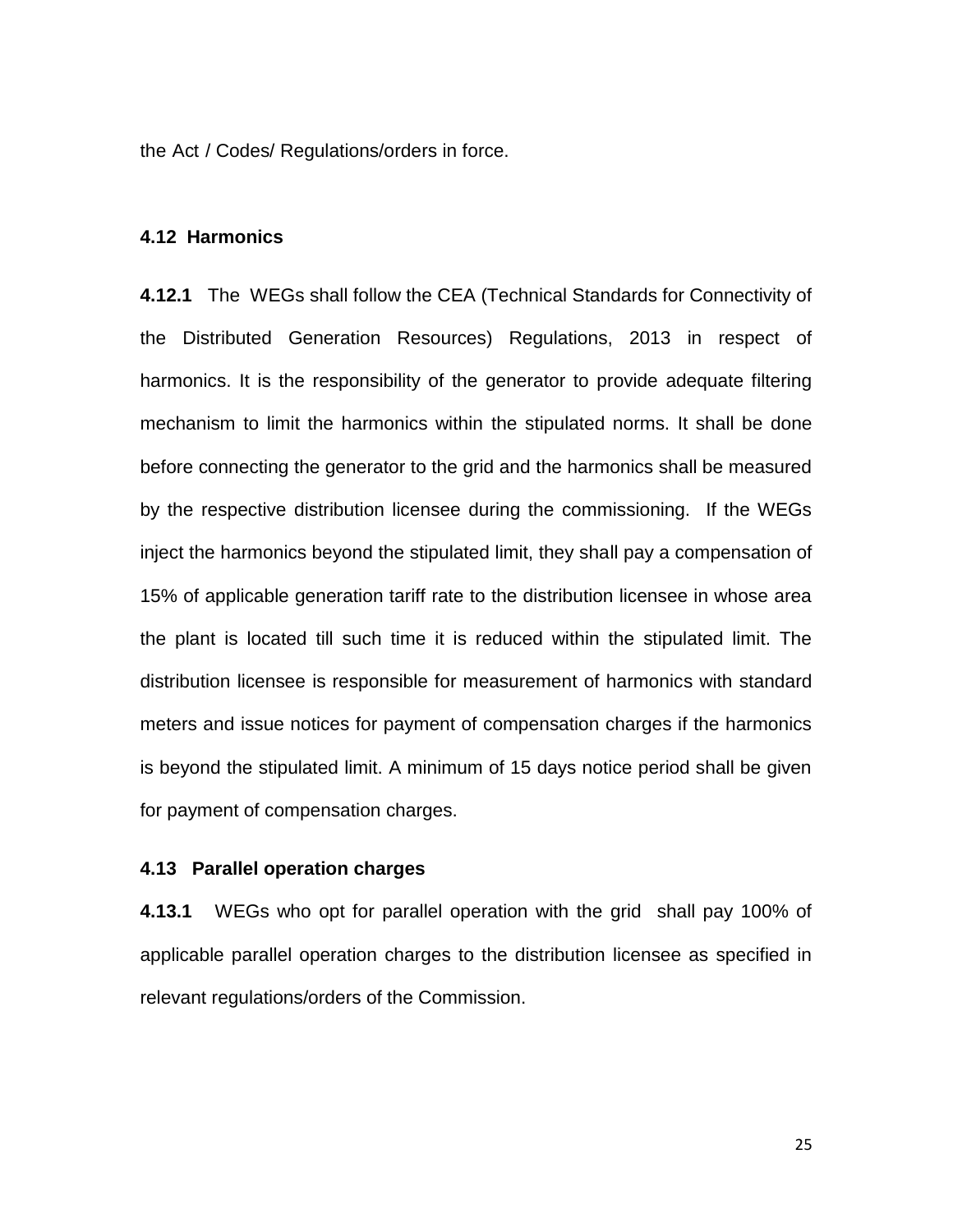the Act / Codes/ Regulations/orders in force.

**4.12 Harmonics**

**4.12.1** The WEGs shall follow the CEA (Technical Standards for Connectivity of the Distributed Generation Resources) Regulations, 2013 in respect of harmonics. It is the responsibility of the generator to provide adequate filtering mechanism to limit the harmonics within the stipulated norms. It shall be done before connecting the generator to the grid and the harmonics shall be measured by the respective distribution licensee during the commissioning. If the WEGs inject the harmonics beyond the stipulated limit, they shall pay a compensation of 15% of applicable generation tariff rate to the distribution licensee in whose area the plant is located till such time it is reduced within the stipulated limit. The distribution licensee is responsible for measurement of harmonics with standard meters and issue notices for payment of compensation charges if the harmonics is beyond the stipulated limit. A minimum of 15 days notice period shall be given for payment of compensation charges.

**4.13 Parallel operation charges**

**4.13.1** WEGs who opt for parallel operation with the grid shall pay 100% of applicable parallel operation charges to the distribution licensee as specified in relevant regulations/orders of the Commission.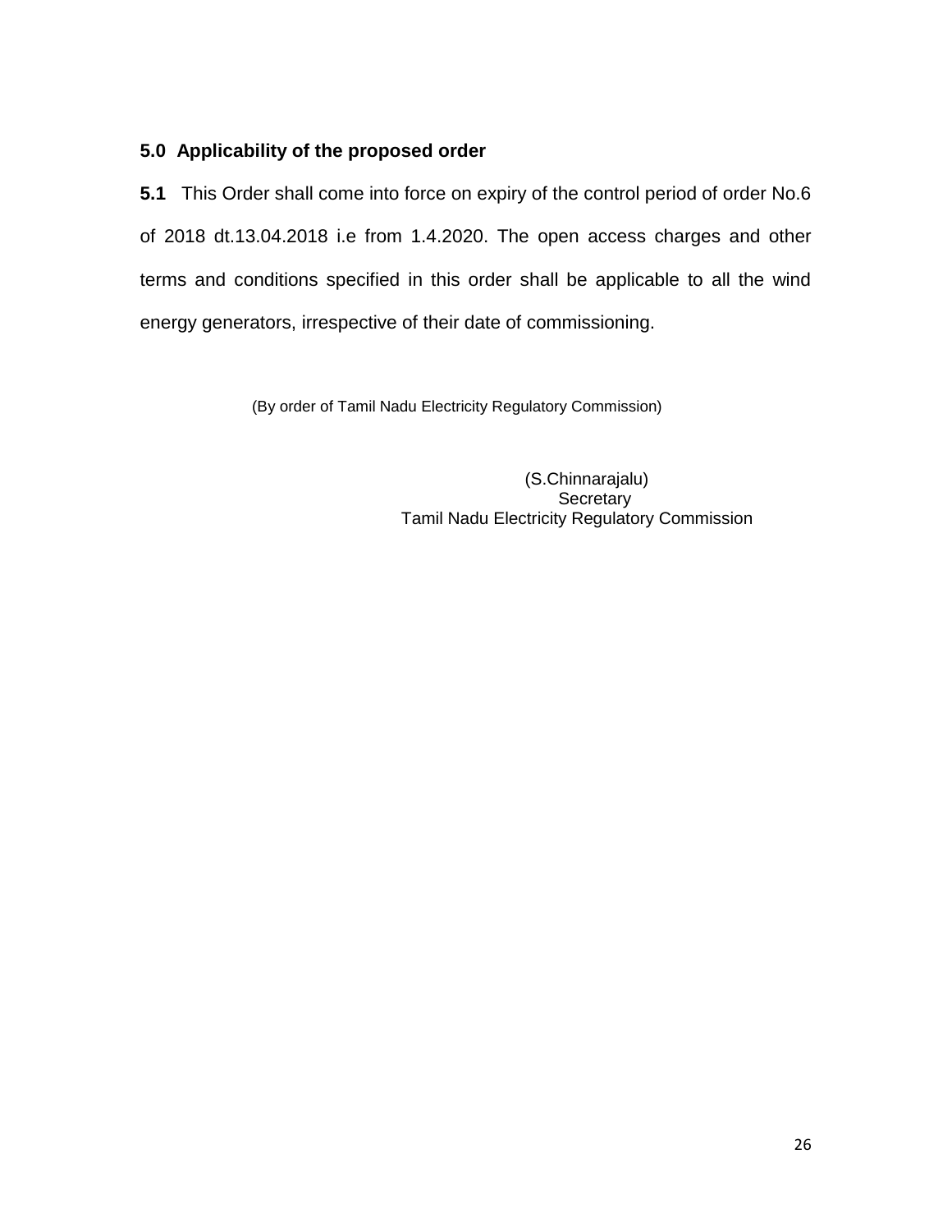### 5.0 Applicability of the proposed order

**5.1** This Order shall come into force on expiry of the control period of order No.6 of 2018 dt.13.04.2018 i.e from 1.4.2020. The open access charges and other terms and conditions specified in this order shall be applicable to all the wind energy generators, irrespective of their date of commissioning.

(By order of Tamil Nadu Electricity Regulatory Commission)

(S.Chinnarajalu)
Secretary
Tamil Nadu Electricity Regulatory Commission